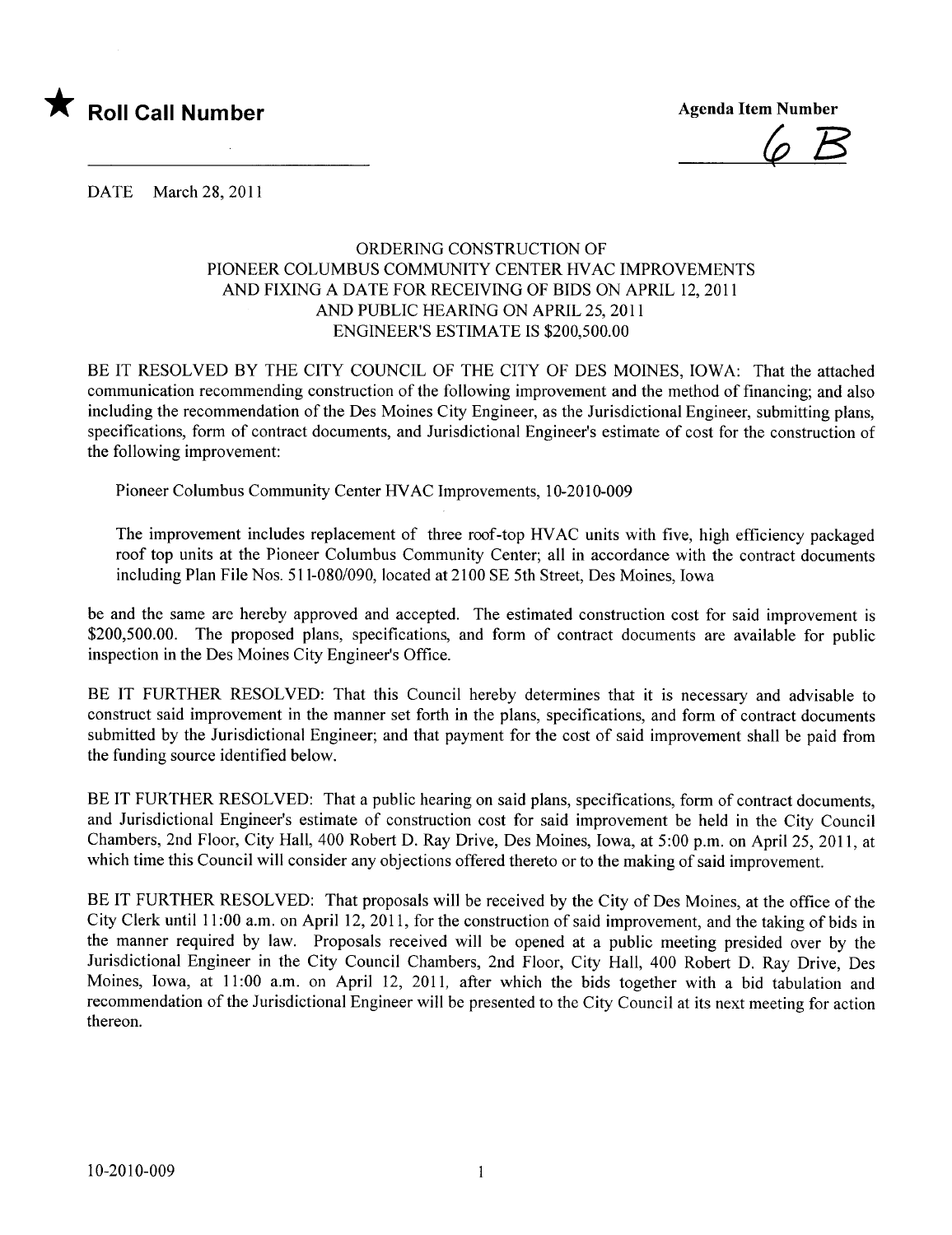★ **Roll Call Number**

**Agenda Item Number**

6 B

DATE March 28, 2011

ORDERING CONSTRUCTION OF
PIONEER COLUMBUS COMMUNITY CENTER HVAC IMPROVEMENTS
AND FIXING A DATE FOR RECEIVING OF BIDS ON APRIL 12, 2011
AND PUBLIC HEARING ON APRIL 25, 2011
ENGINEER'S ESTIMATE IS $200,500.00

BE IT RESOLVED BY THE CITY COUNCIL OF THE CITY OF DES MOINES, IOWA: That the attached communication recommending construction of the following improvement and the method of financing; and also including the recommendation of the Des Moines City Engineer, as the Jurisdictional Engineer, submitting plans, specifications, form of contract documents, and Jurisdictional Engineer's estimate of cost for the construction of the following improvement:

Pioneer Columbus Community Center HVAC Improvements, 10-2010-009

The improvement includes replacement of three roof-top HVAC units with five, high efficiency packaged roof top units at the Pioneer Columbus Community Center; all in accordance with the contract documents including Plan File Nos. 511-080/090, located at 2100 SE 5th Street, Des Moines, Iowa

be and the same are hereby approved and accepted. The estimated construction cost for said improvement is $200,500.00. The proposed plans, specifications, and form of contract documents are available for public inspection in the Des Moines City Engineer's Office.

BE IT FURTHER RESOLVED: That this Council hereby determines that it is necessary and advisable to construct said improvement in the manner set forth in the plans, specifications, and form of contract documents submitted by the Jurisdictional Engineer; and that payment for the cost of said improvement shall be paid from the funding source identified below.

BE IT FURTHER RESOLVED: That a public hearing on said plans, specifications, form of contract documents, and Jurisdictional Engineer's estimate of construction cost for said improvement be held in the City Council Chambers, 2nd Floor, City Hall, 400 Robert D. Ray Drive, Des Moines, Iowa, at 5:00 p.m. on April 25, 2011, at which time this Council will consider any objections offered thereto or to the making of said improvement.

BE IT FURTHER RESOLVED: That proposals will be received by the City of Des Moines, at the office of the City Clerk until 11:00 a.m. on April 12, 2011, for the construction of said improvement, and the taking of bids in the manner required by law. Proposals received will be opened at a public meeting presided over by the Jurisdictional Engineer in the City Council Chambers, 2nd Floor, City Hall, 400 Robert D. Ray Drive, Des Moines, Iowa, at 11:00 a.m. on April 12, 2011, after which the bids together with a bid tabulation and recommendation of the Jurisdictional Engineer will be presented to the City Council at its next meeting for action thereon.

10-2010-009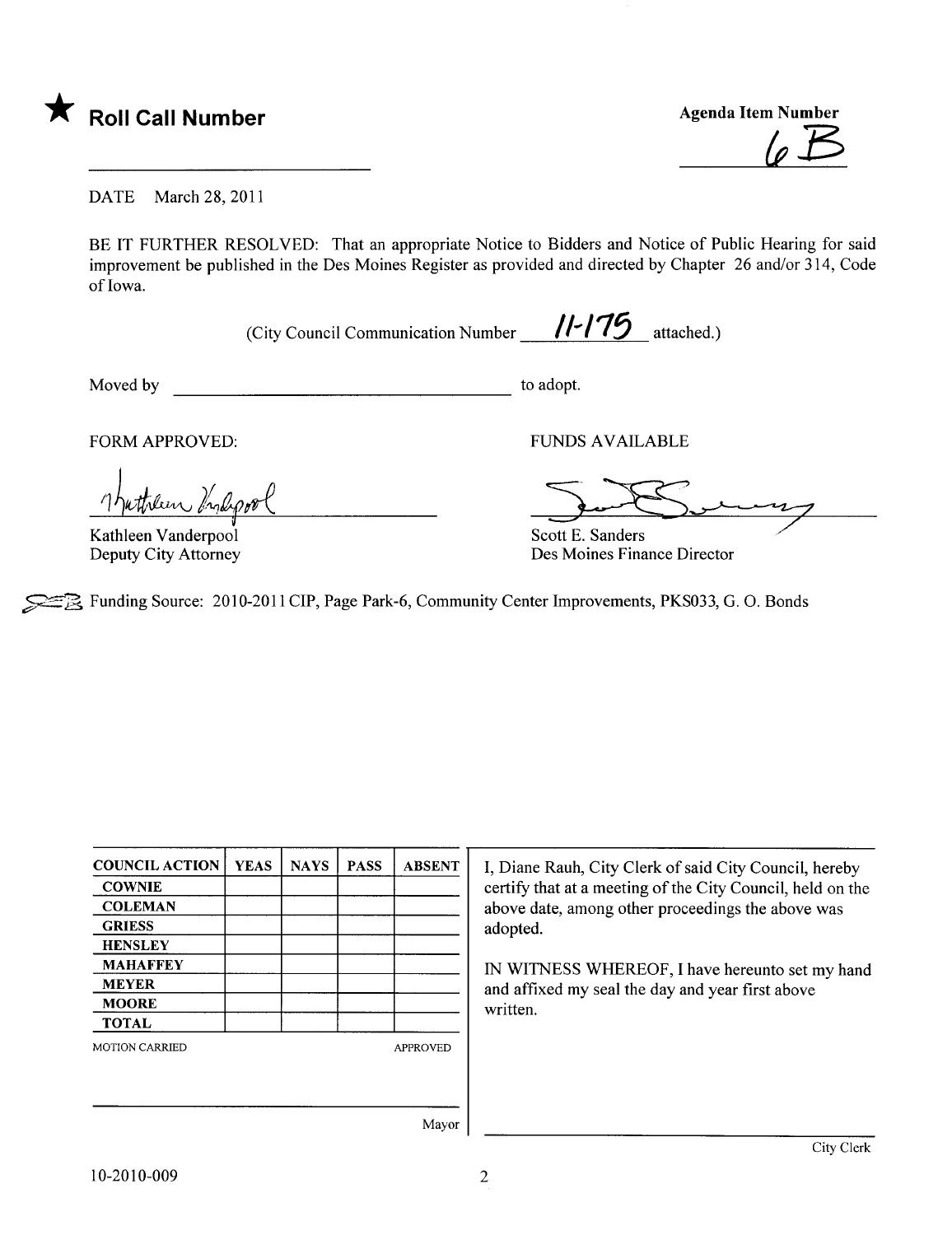★ **Roll Call Number**

**Agenda Item Number**

6B

DATE March 28, 2011

BE IT FURTHER RESOLVED: That an appropriate Notice to Bidders and Notice of Public Hearing for said improvement be published in the Des Moines Register as provided and directed by Chapter 26 and/or 314, Code of Iowa.

(City Council Communication Number 11-175 attached.)

Moved by ______________________________ to adopt.

FORM APPROVED:

Kathleen Vanderpool
Deputy City Attorney

FUNDS AVAILABLE

Scott E. Sanders
Des Moines Finance Director

Funding Source: 2010-2011 CIP, Page Park-6, Community Center Improvements, PKS033, G. O. Bonds

| COUNCIL ACTION | YEAS | NAYS | PASS | ABSENT |
|---|---|---|---|---|
| COWNIE | | | | |
| COLEMAN | | | | |
| GRIESS | | | | |
| HENSLEY | | | | |
| MAHAFFEY | | | | |
| MEYER | | | | |
| MOORE | | | | |
| TOTAL | | | | |

MOTION CARRIED APPROVED

Mayor

I, Diane Rauh, City Clerk of said City Council, hereby certify that at a meeting of the City Council, held on the above date, among other proceedings the above was adopted.

IN WITNESS WHEREOF, I have hereunto set my hand and affixed my seal the day and year first above written.

City Clerk

10-2010-009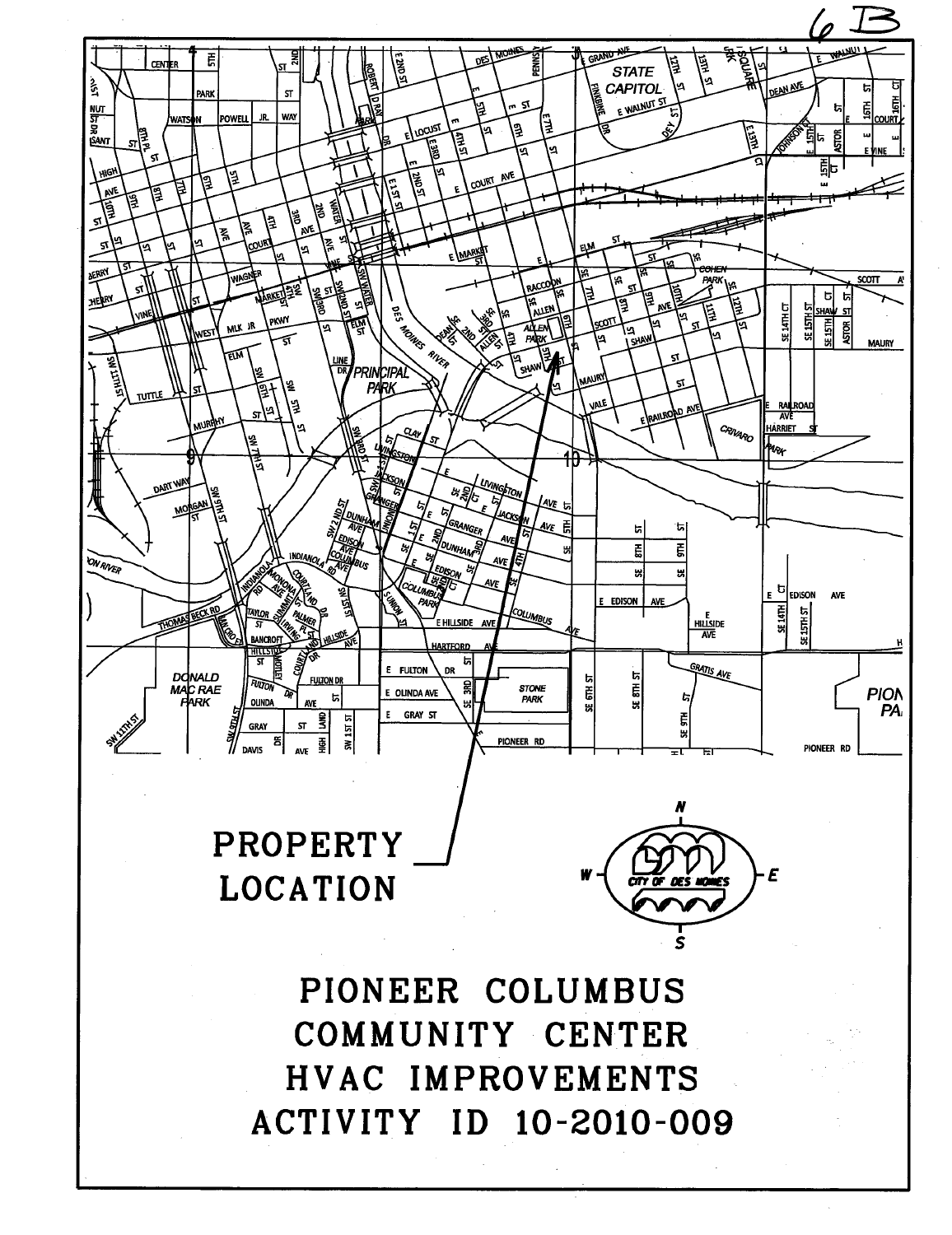6 B

PROPERTY LOCATION

# PIONEER COLUMBUS COMMUNITY CENTER HVAC IMPROVEMENTS ACTIVITY ID 10-2010-009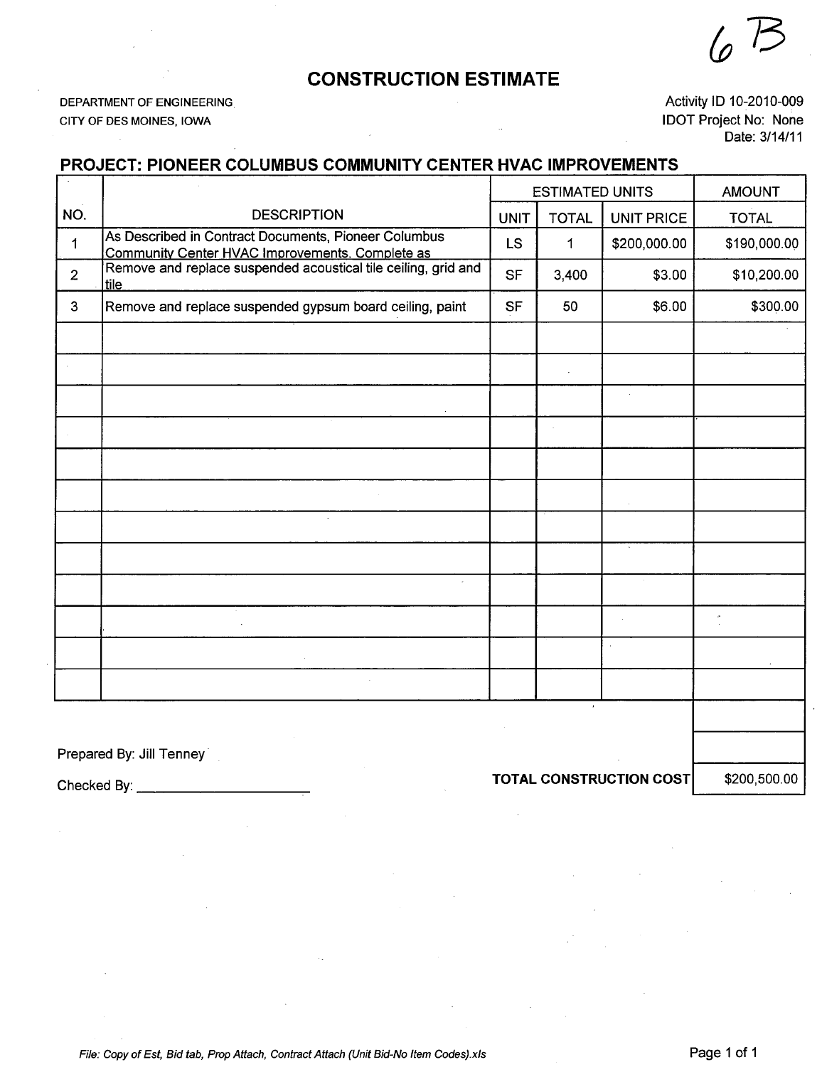6 B

# CONSTRUCTION ESTIMATE

DEPARTMENT OF ENGINEERING
CITY OF DES MOINES, IOWA

Activity ID 10-2010-009
IDOT Project No: None
Date: 3/14/11

## PROJECT: PIONEER COLUMBUS COMMUNITY CENTER HVAC IMPROVEMENTS

| NO. | DESCRIPTION | ESTIMATED UNITS | | | AMOUNT |
|---|---|---|---|---|---|
| | | UNIT | TOTAL | UNIT PRICE | TOTAL |
| 1 | As Described in Contract Documents, Pioneer Columbus Community Center HVAC Improvements. Complete as | LS | 1 | $200,000.00 | $190,000.00 |
| 2 | Remove and replace suspended acoustical tile ceiling, grid and tile | SF | 3,400 | $3.00 | $10,200.00 |
| 3 | Remove and replace suspended gypsum board ceiling, paint | SF | 50 | $6.00 | $300.00 |
| | | | | | |
| | | | | | |
| | | | | | |
| | | | | | |
| | | | | | |
| | | | | | |
| | | | | | |
| | | | | | |
| | | | | | |
| | | | | | |
| | | | | | |
| | | | | | |

Prepared By: Jill Tenney

Checked By: ____________________

**TOTAL CONSTRUCTION COST** $200,500.00

*File: Copy of Est, Bid tab, Prop Attach, Contract Attach (Unit Bid-No Item Codes).xls*